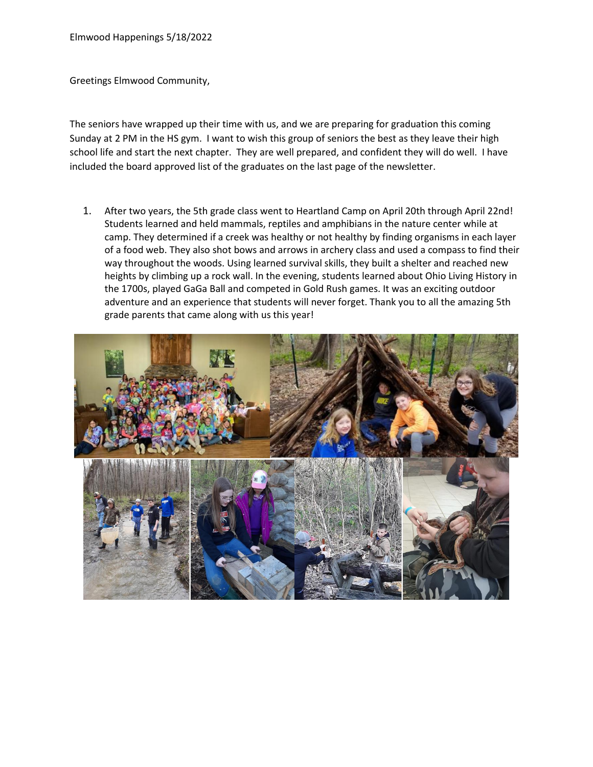Elmwood Happenings 5/18/2022

Greetings Elmwood Community,

The seniors have wrapped up their time with us, and we are preparing for graduation this coming Sunday at 2 PM in the HS gym. I want to wish this group of seniors the best as they leave their high school life and start the next chapter. They are well prepared, and confident they will do well. I have included the board approved list of the graduates on the last page of the newsletter.

1. After two years, the 5th grade class went to Heartland Camp on April 20th through April 22nd! Students learned and held mammals, reptiles and amphibians in the nature center while at camp. They determined if a creek was healthy or not healthy by finding organisms in each layer of a food web. They also shot bows and arrows in archery class and used a compass to find their way throughout the woods. Using learned survival skills, they built a shelter and reached new heights by climbing up a rock wall. In the evening, students learned about Ohio Living History in the 1700s, played GaGa Ball and competed in Gold Rush games. It was an exciting outdoor adventure and an experience that students will never forget. Thank you to all the amazing 5th grade parents that came along with us this year!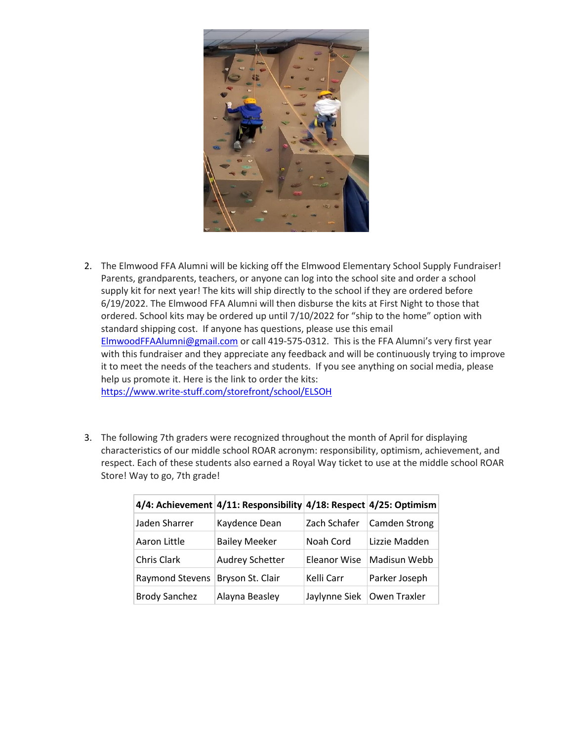2. The Elmwood FFA Alumni will be kicking off the Elmwood Elementary School Supply Fundraiser! Parents, grandparents, teachers, or anyone can log into the school site and order a school supply kit for next year! The kits will ship directly to the school if they are ordered before 6/19/2022. The Elmwood FFA Alumni will then disburse the kits at First Night to those that ordered. School kits may be ordered up until 7/10/2022 for "ship to the home" option with standard shipping cost. If anyone has questions, please use this email ElmwoodFFAAlumni@gmail.com or call 419-575-0312. This is the FFA Alumni's very first year with this fundraiser and they appreciate any feedback and will be continuously trying to improve it to meet the needs of the teachers and students. If you see anything on social media, please help us promote it. Here is the link to order the kits: https://www.write-stuff.com/storefront/school/ELSOH

3. The following 7th graders were recognized throughout the month of April for displaying characteristics of our middle school ROAR acronym: responsibility, optimism, achievement, and respect. Each of these students also earned a Royal Way ticket to use at the middle school ROAR Store! Way to go, 7th grade!

| 4/4: Achievement | 4/11: Responsibility | 4/18: Respect | 4/25: Optimism |
|---|---|---|---|
| Jaden Sharrer | Kaydence Dean | Zach Schafer | Camden Strong |
| Aaron Little | Bailey Meeker | Noah Cord | Lizzie Madden |
| Chris Clark | Audrey Schetter | Eleanor Wise | Madisun Webb |
| Raymond Stevens | Bryson St. Clair | Kelli Carr | Parker Joseph |
| Brody Sanchez | Alayna Beasley | Jaylynne Siek | Owen Traxler |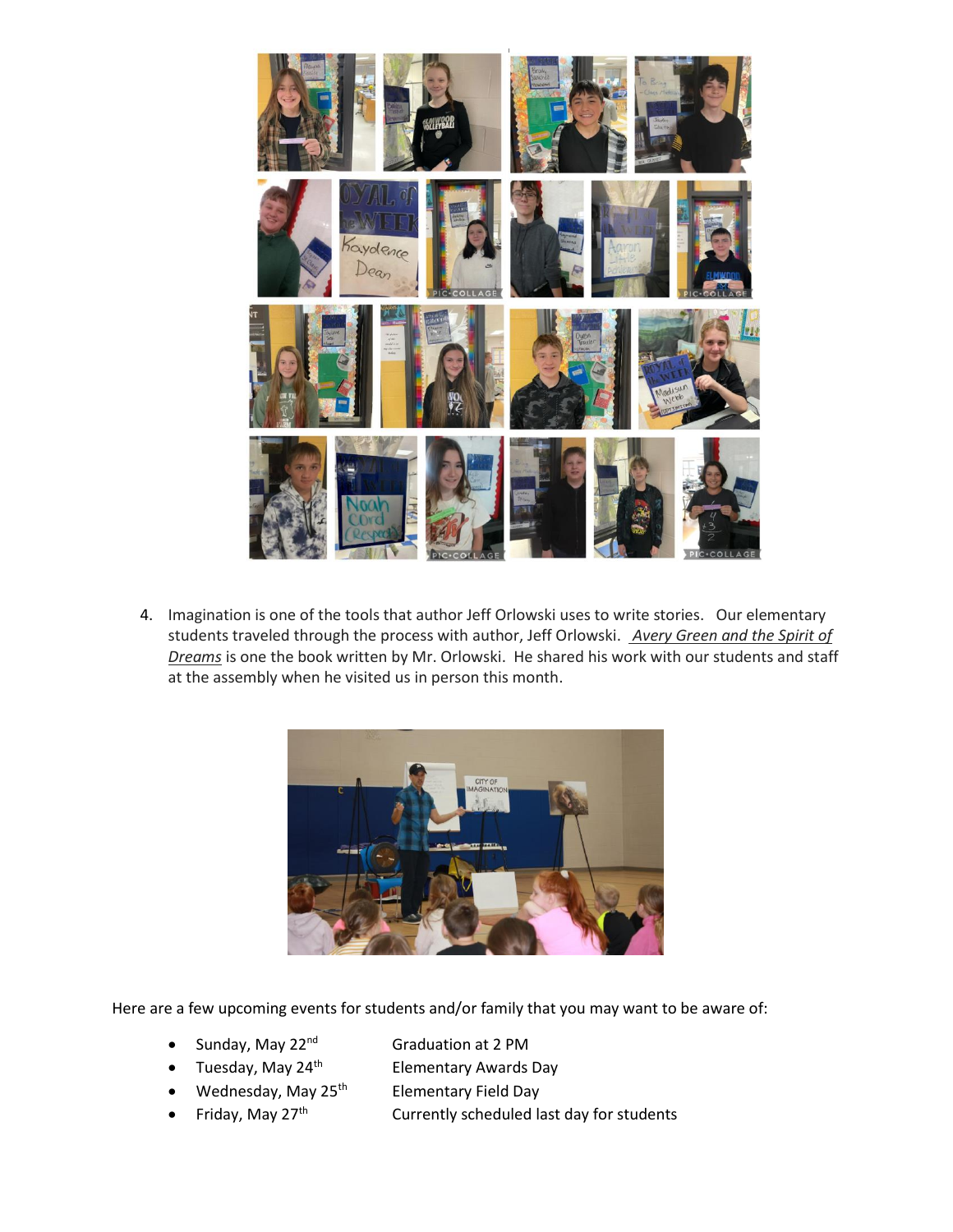4. Imagination is one of the tools that author Jeff Orlowski uses to write stories. Our elementary students traveled through the process with author, Jeff Orlowski. _Avery Green and the Spirit of Dreams_ is one the book written by Mr. Orlowski. He shared his work with our students and staff at the assembly when he visited us in person this month.

Here are a few upcoming events for students and/or family that you may want to be aware of:

- Sunday, May 22nd — Graduation at 2 PM
- Tuesday, May 24th — Elementary Awards Day
- Wednesday, May 25th — Elementary Field Day
- Friday, May 27th — Currently scheduled last day for students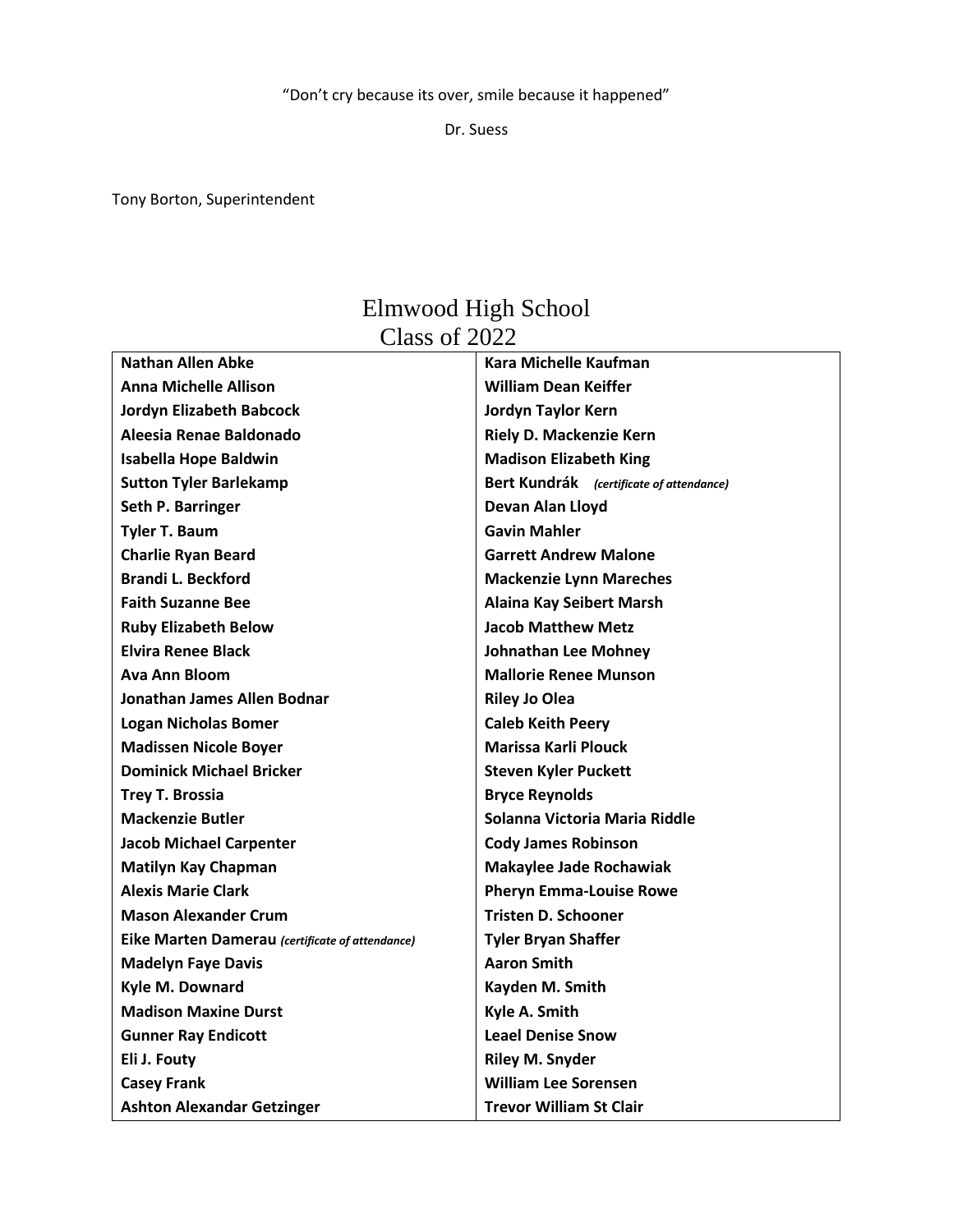"Don't cry because its over, smile because it happened"

Dr. Suess

Tony Borton, Superintendent

# Elmwood High School
## Class of 2022

| | |
|---|---|
| **Nathan Allen Abke** | **Kara Michelle Kaufman** |
| **Anna Michelle Allison** | **William Dean Keiffer** |
| **Jordyn Elizabeth Babcock** | **Jordyn Taylor Kern** |
| **Aleesia Renae Baldonado** | **Riely D. Mackenzie Kern** |
| **Isabella Hope Baldwin** | **Madison Elizabeth King** |
| **Sutton Tyler Barlekamp** | **Bert Kundrák** ***(certificate of attendance)*** |
| **Seth P. Barringer** | **Devan Alan Lloyd** |
| **Tyler T. Baum** | **Gavin Mahler** |
| **Charlie Ryan Beard** | **Garrett Andrew Malone** |
| **Brandi L. Beckford** | **Mackenzie Lynn Mareches** |
| **Faith Suzanne Bee** | **Alaina Kay Seibert Marsh** |
| **Ruby Elizabeth Below** | **Jacob Matthew Metz** |
| **Elvira Renee Black** | **Johnathan Lee Mohney** |
| **Ava Ann Bloom** | **Mallorie Renee Munson** |
| **Jonathan James Allen Bodnar** | **Riley Jo Olea** |
| **Logan Nicholas Bomer** | **Caleb Keith Peery** |
| **Madissen Nicole Boyer** | **Marissa Karli Plouck** |
| **Dominick Michael Bricker** | **Steven Kyler Puckett** |
| **Trey T. Brossia** | **Bryce Reynolds** |
| **Mackenzie Butler** | **Solanna Victoria Maria Riddle** |
| **Jacob Michael Carpenter** | **Cody James Robinson** |
| **Matilyn Kay Chapman** | **Makaylee Jade Rochawiak** |
| **Alexis Marie Clark** | **Pheryn Emma-Louise Rowe** |
| **Mason Alexander Crum** | **Tristen D. Schooner** |
| **Eike Marten Damerau** ***(certificate of attendance)*** | **Tyler Bryan Shaffer** |
| **Madelyn Faye Davis** | **Aaron Smith** |
| **Kyle M. Downard** | **Kayden M. Smith** |
| **Madison Maxine Durst** | **Kyle A. Smith** |
| **Gunner Ray Endicott** | **Leael Denise Snow** |
| **Eli J. Fouty** | **Riley M. Snyder** |
| **Casey Frank** | **William Lee Sorensen** |
| **Ashton Alexandar Getzinger** | **Trevor William St Clair** |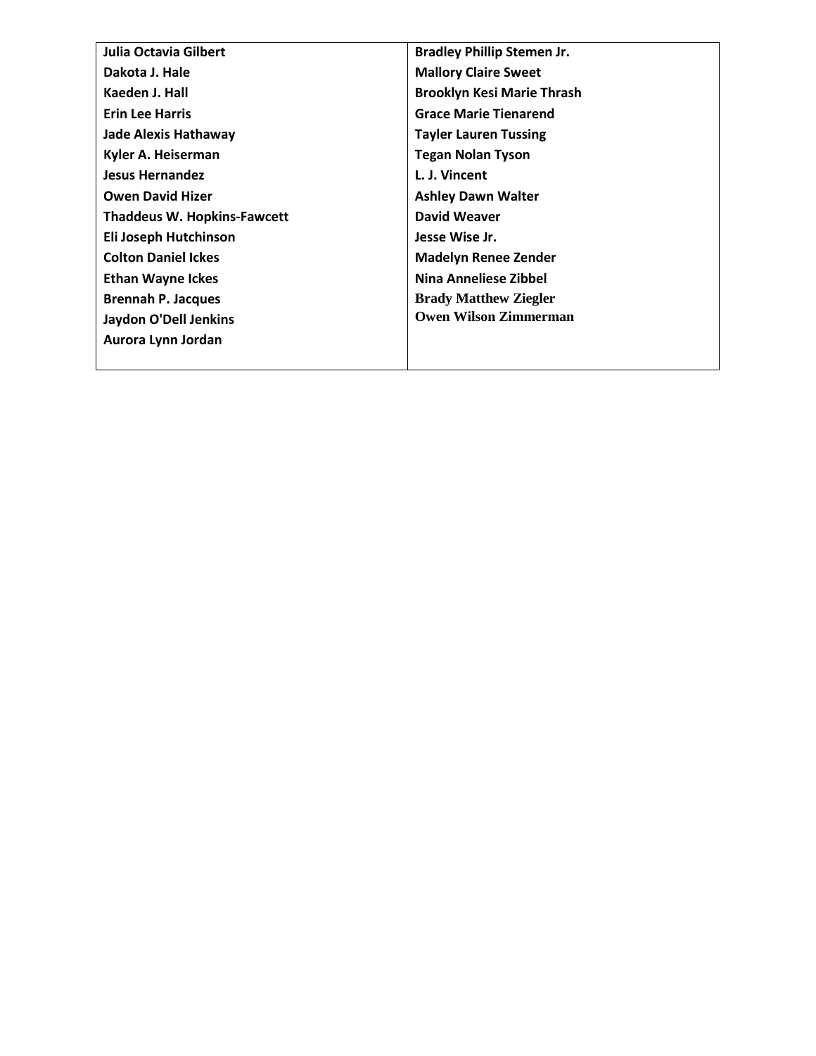| | |
|---|---|
| **Julia Octavia Gilbert** | **Bradley Phillip Stemen Jr.** |
| **Dakota J. Hale** | **Mallory Claire Sweet** |
| **Kaeden J. Hall** | **Brooklyn Kesi Marie Thrash** |
| **Erin Lee Harris** | **Grace Marie Tienarend** |
| **Jade Alexis Hathaway** | **Tayler Lauren Tussing** |
| **Kyler A. Heiserman** | **Tegan Nolan Tyson** |
| **Jesus Hernandez** | **L. J. Vincent** |
| **Owen David Hizer** | **Ashley Dawn Walter** |
| **Thaddeus W. Hopkins-Fawcett** | **David Weaver** |
| **Eli Joseph Hutchinson** | **Jesse Wise Jr.** |
| **Colton Daniel Ickes** | **Madelyn Renee Zender** |
| **Ethan Wayne Ickes** | **Nina Anneliese Zibbel** |
| **Brennah P. Jacques** | **Brady Matthew Ziegler** |
| **Jaydon O'Dell Jenkins** | **Owen Wilson Zimmerman** |
| **Aurora Lynn Jordan** | |